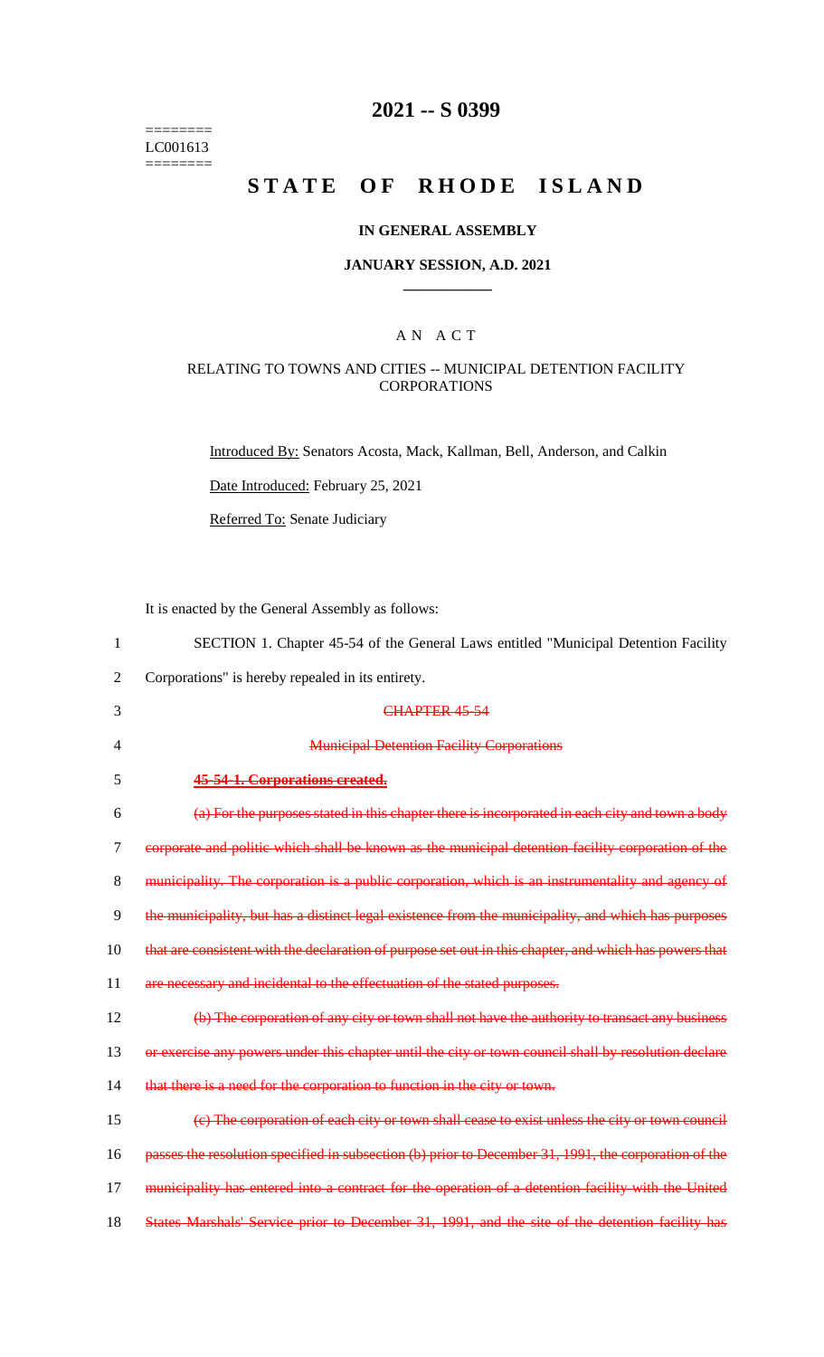========
LC001613
========

# 2021 -- S 0399

# STATE OF RHODE ISLAND

**IN GENERAL ASSEMBLY**

**JANUARY SESSION, A.D. 2021**

____________

A N A C T

RELATING TO TOWNS AND CITIES -- MUNICIPAL DETENTION FACILITY CORPORATIONS

Introduced By: Senators Acosta, Mack, Kallman, Bell, Anderson, and Calkin

Date Introduced: February 25, 2021

Referred To: Senate Judiciary

It is enacted by the General Assembly as follows:

1 SECTION 1. Chapter 45-54 of the General Laws entitled "Municipal Detention Facility
2 Corporations" is hereby repealed in its entirety.

3 ~~CHAPTER 45-54~~

4 ~~Municipal Detention Facility Corporations~~

5 **~~45-54-1. Corporations created.~~**

6 ~~(a) For the purposes stated in this chapter there is incorporated in each city and town a body~~
7 ~~corporate and politic which shall be known as the municipal detention facility corporation of the~~
8 ~~municipality. The corporation is a public corporation, which is an instrumentality and agency of~~
9 ~~the municipality, but has a distinct legal existence from the municipality, and which has purposes~~
10 ~~that are consistent with the declaration of purpose set out in this chapter, and which has powers that~~
11 ~~are necessary and incidental to the effectuation of the stated purposes.~~

12 ~~(b) The corporation of any city or town shall not have the authority to transact any business~~
13 ~~or exercise any powers under this chapter until the city or town council shall by resolution declare~~
14 ~~that there is a need for the corporation to function in the city or town.~~

15 ~~(c) The corporation of each city or town shall cease to exist unless the city or town council~~
16 ~~passes the resolution specified in subsection (b) prior to December 31, 1991, the corporation of the~~
17 ~~municipality has entered into a contract for the operation of a detention facility with the United~~
18 ~~States Marshals' Service prior to December 31, 1991, and the site of the detention facility has~~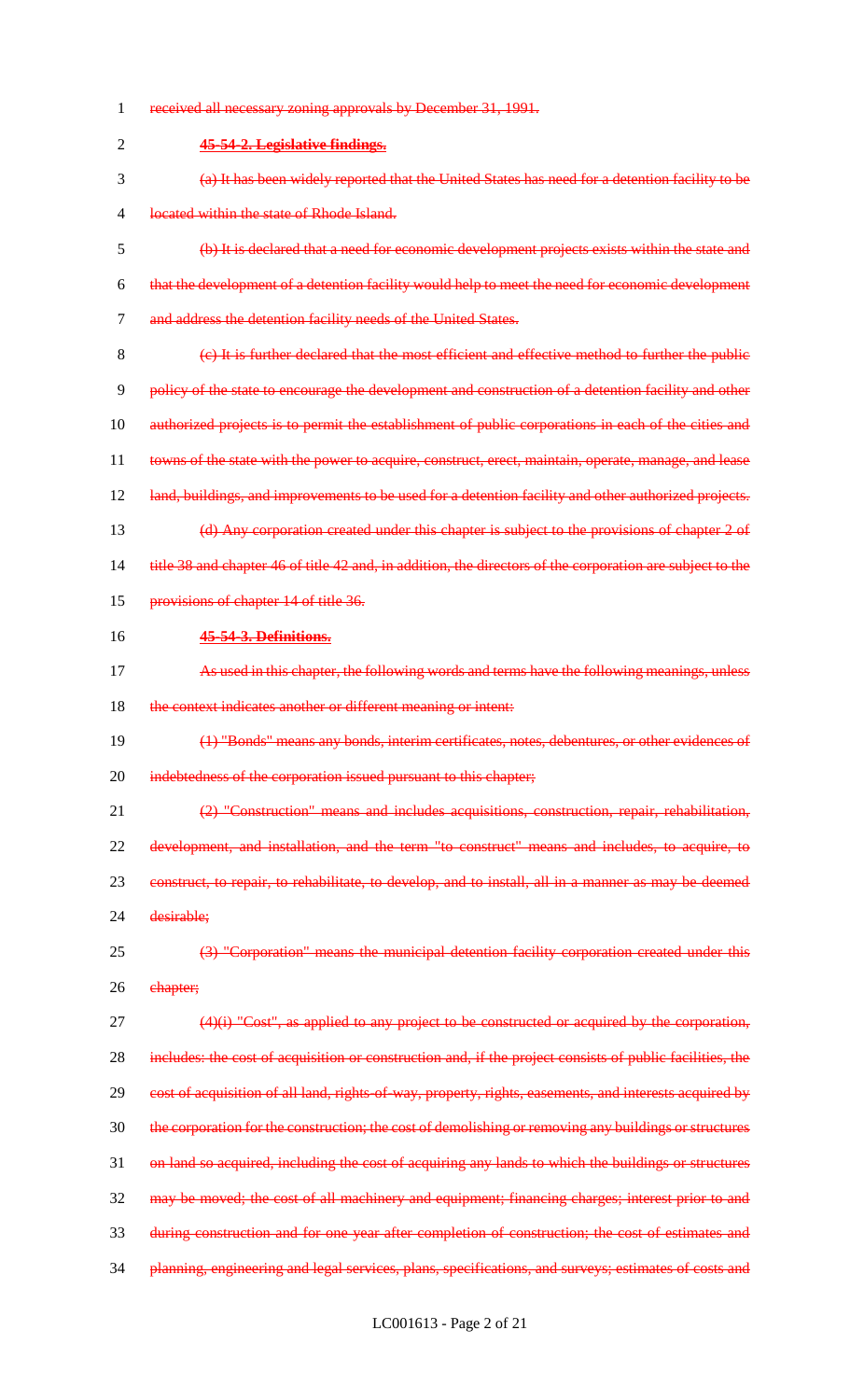received all necessary zoning approvals by December 31, 1991.

**45-54-2. Legislative findings.**

(a) It has been widely reported that the United States has need for a detention facility to be located within the state of Rhode Island.

(b) It is declared that a need for economic development projects exists within the state and that the development of a detention facility would help to meet the need for economic development and address the detention facility needs of the United States.

(c) It is further declared that the most efficient and effective method to further the public policy of the state to encourage the development and construction of a detention facility and other authorized projects is to permit the establishment of public corporations in each of the cities and towns of the state with the power to acquire, construct, erect, maintain, operate, manage, and lease land, buildings, and improvements to be used for a detention facility and other authorized projects.

(d) Any corporation created under this chapter is subject to the provisions of chapter 2 of title 38 and chapter 46 of title 42 and, in addition, the directors of the corporation are subject to the provisions of chapter 14 of title 36.

**45-54-3. Definitions.**

As used in this chapter, the following words and terms have the following meanings, unless the context indicates another or different meaning or intent:

(1) "Bonds" means any bonds, interim certificates, notes, debentures, or other evidences of indebtedness of the corporation issued pursuant to this chapter;

(2) "Construction" means and includes acquisitions, construction, repair, rehabilitation, development, and installation, and the term "to construct" means and includes, to acquire, to construct, to repair, to rehabilitate, to develop, and to install, all in a manner as may be deemed desirable;

(3) "Corporation" means the municipal detention facility corporation created under this chapter;

(4)(i) "Cost", as applied to any project to be constructed or acquired by the corporation, includes: the cost of acquisition or construction and, if the project consists of public facilities, the cost of acquisition of all land, rights-of-way, property, rights, easements, and interests acquired by the corporation for the construction; the cost of demolishing or removing any buildings or structures on land so acquired, including the cost of acquiring any lands to which the buildings or structures may be moved; the cost of all machinery and equipment; financing charges; interest prior to and during construction and for one year after completion of construction; the cost of estimates and planning, engineering and legal services, plans, specifications, and surveys; estimates of costs and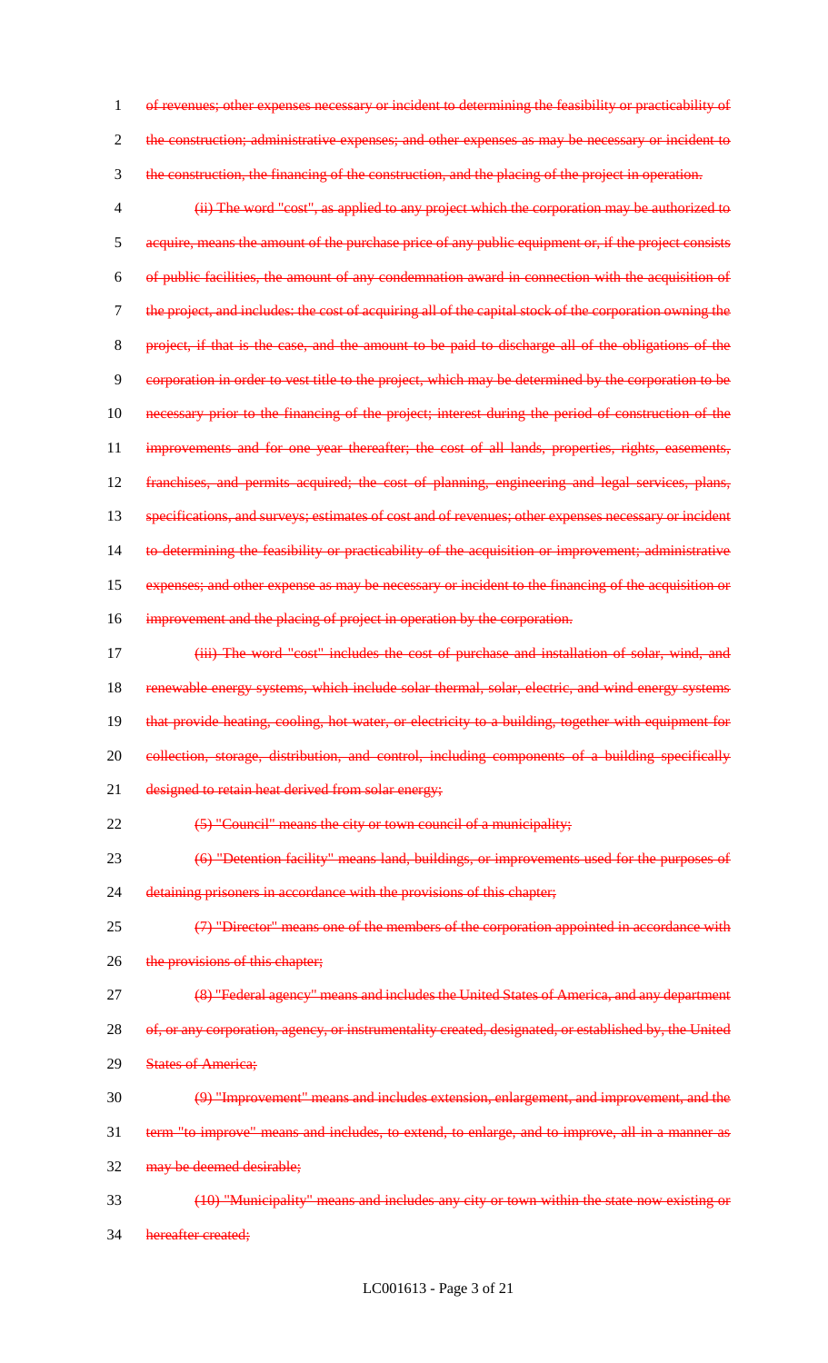of revenues; other expenses necessary or incident to determining the feasibility or practicability of the construction; administrative expenses; and other expenses as may be necessary or incident to the construction, the financing of the construction, and the placing of the project in operation.

(ii) The word "cost", as applied to any project which the corporation may be authorized to acquire, means the amount of the purchase price of any public equipment or, if the project consists of public facilities, the amount of any condemnation award in connection with the acquisition of the project, and includes: the cost of acquiring all of the capital stock of the corporation owning the project, if that is the case, and the amount to be paid to discharge all of the obligations of the corporation in order to vest title to the project, which may be determined by the corporation to be necessary prior to the financing of the project; interest during the period of construction of the improvements and for one year thereafter; the cost of all lands, properties, rights, easements, franchises, and permits acquired; the cost of planning, engineering and legal services, plans, specifications, and surveys; estimates of cost and of revenues; other expenses necessary or incident to determining the feasibility or practicability of the acquisition or improvement; administrative expenses; and other expense as may be necessary or incident to the financing of the acquisition or improvement and the placing of project in operation by the corporation.

(iii) The word "cost" includes the cost of purchase and installation of solar, wind, and renewable energy systems, which include solar thermal, solar, electric, and wind energy systems that provide heating, cooling, hot water, or electricity to a building, together with equipment for collection, storage, distribution, and control, including components of a building specifically designed to retain heat derived from solar energy;

(5) "Council" means the city or town council of a municipality;

(6) "Detention facility" means land, buildings, or improvements used for the purposes of detaining prisoners in accordance with the provisions of this chapter;

(7) "Director" means one of the members of the corporation appointed in accordance with the provisions of this chapter;

(8) "Federal agency" means and includes the United States of America, and any department of, or any corporation, agency, or instrumentality created, designated, or established by, the United States of America;

(9) "Improvement" means and includes extension, enlargement, and improvement, and the term "to improve" means and includes, to extend, to enlarge, and to improve, all in a manner as may be deemed desirable;

(10) "Municipality" means and includes any city or town within the state now existing or hereafter created;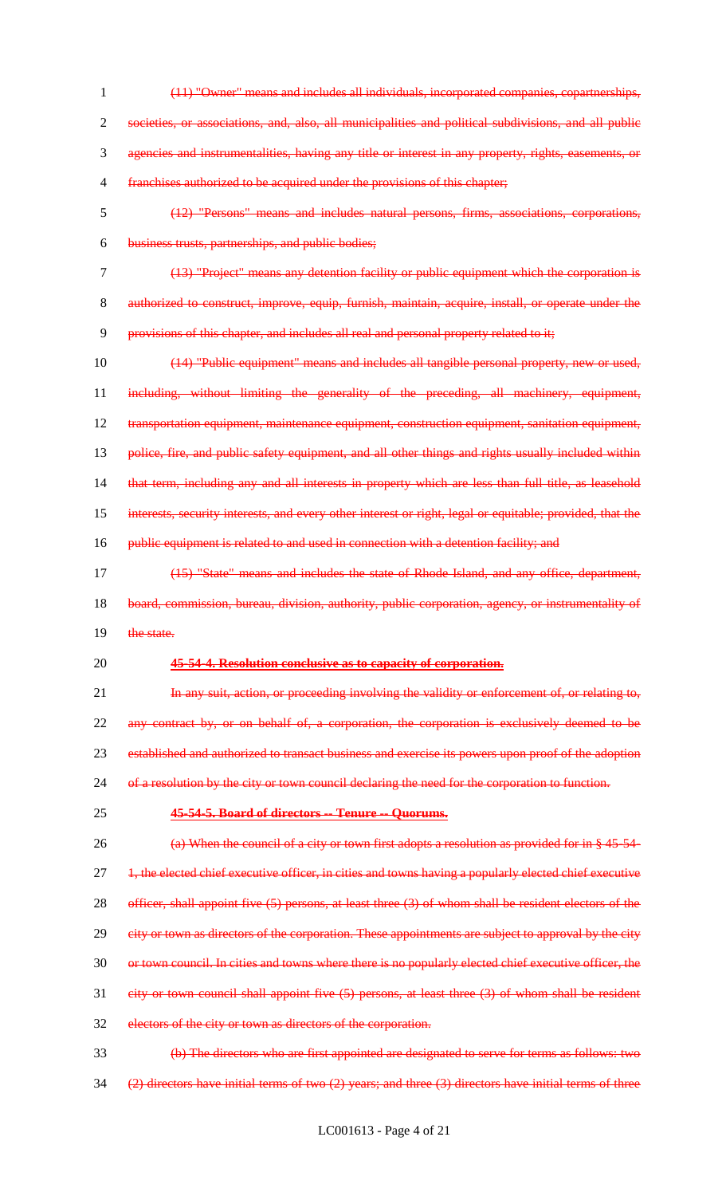(11) "Owner" means and includes all individuals, incorporated companies, copartnerships, societies, or associations, and, also, all municipalities and political subdivisions, and all public agencies and instrumentalities, having any title or interest in any property, rights, easements, or franchises authorized to be acquired under the provisions of this chapter;

(12) "Persons" means and includes natural persons, firms, associations, corporations, business trusts, partnerships, and public bodies;

(13) "Project" means any detention facility or public equipment which the corporation is authorized to construct, improve, equip, furnish, maintain, acquire, install, or operate under the provisions of this chapter, and includes all real and personal property related to it;

(14) "Public equipment" means and includes all tangible personal property, new or used, including, without limiting the generality of the preceding, all machinery, equipment, transportation equipment, maintenance equipment, construction equipment, sanitation equipment, police, fire, and public safety equipment, and all other things and rights usually included within that term, including any and all interests in property which are less than full title, as leasehold interests, security interests, and every other interest or right, legal or equitable; provided, that the public equipment is related to and used in connection with a detention facility; and

(15) "State" means and includes the state of Rhode Island, and any office, department, board, commission, bureau, division, authority, public corporation, agency, or instrumentality of the state.

**45-54-4. Resolution conclusive as to capacity of corporation.**

In any suit, action, or proceeding involving the validity or enforcement of, or relating to, any contract by, or on behalf of, a corporation, the corporation is exclusively deemed to be established and authorized to transact business and exercise its powers upon proof of the adoption of a resolution by the city or town council declaring the need for the corporation to function.

**45-54-5. Board of directors -- Tenure -- Quorums.**

(a) When the council of a city or town first adopts a resolution as provided for in § 45-54-1, the elected chief executive officer, in cities and towns having a popularly elected chief executive officer, shall appoint five (5) persons, at least three (3) of whom shall be resident electors of the city or town as directors of the corporation. These appointments are subject to approval by the city or town council. In cities and towns where there is no popularly elected chief executive officer, the city or town council shall appoint five (5) persons, at least three (3) of whom shall be resident electors of the city or town as directors of the corporation.

(b) The directors who are first appointed are designated to serve for terms as follows: two (2) directors have initial terms of two (2) years; and three (3) directors have initial terms of three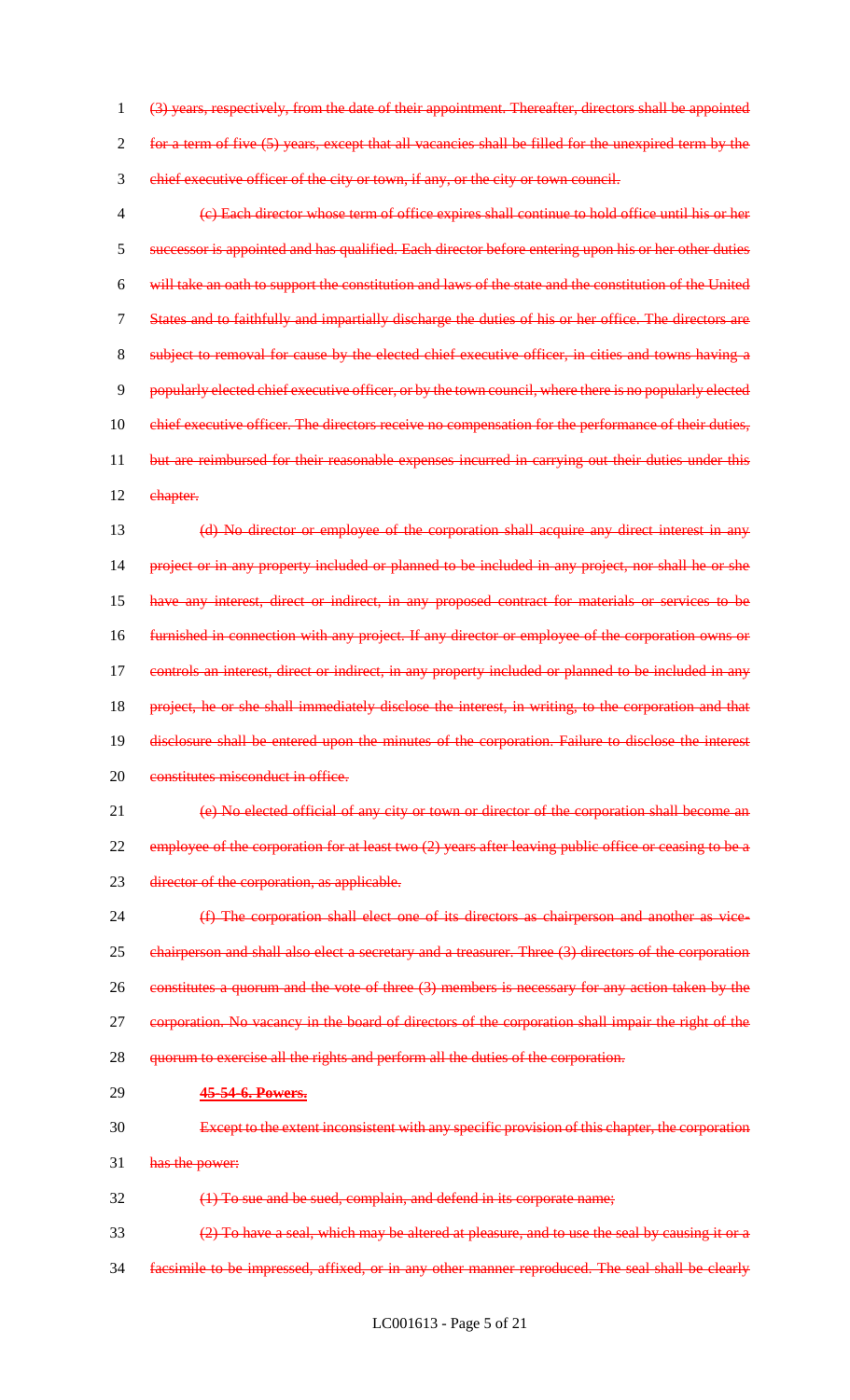(3) years, respectively, from the date of their appointment. Thereafter, directors shall be appointed for a term of five (5) years, except that all vacancies shall be filled for the unexpired term by the chief executive officer of the city or town, if any, or the city or town council.

(c) Each director whose term of office expires shall continue to hold office until his or her successor is appointed and has qualified. Each director before entering upon his or her other duties will take an oath to support the constitution and laws of the state and the constitution of the United States and to faithfully and impartially discharge the duties of his or her office. The directors are subject to removal for cause by the elected chief executive officer, in cities and towns having a popularly elected chief executive officer, or by the town council, where there is no popularly elected chief executive officer. The directors receive no compensation for the performance of their duties, but are reimbursed for their reasonable expenses incurred in carrying out their duties under this chapter.

(d) No director or employee of the corporation shall acquire any direct interest in any project or in any property included or planned to be included in any project, nor shall he or she have any interest, direct or indirect, in any proposed contract for materials or services to be furnished in connection with any project. If any director or employee of the corporation owns or controls an interest, direct or indirect, in any property included or planned to be included in any project, he or she shall immediately disclose the interest, in writing, to the corporation and that disclosure shall be entered upon the minutes of the corporation. Failure to disclose the interest constitutes misconduct in office.

(e) No elected official of any city or town or director of the corporation shall become an employee of the corporation for at least two (2) years after leaving public office or ceasing to be a director of the corporation, as applicable.

(f) The corporation shall elect one of its directors as chairperson and another as vice-chairperson and shall also elect a secretary and a treasurer. Three (3) directors of the corporation constitutes a quorum and the vote of three (3) members is necessary for any action taken by the corporation. No vacancy in the board of directors of the corporation shall impair the right of the quorum to exercise all the rights and perform all the duties of the corporation.

**45-54-6. Powers.**

Except to the extent inconsistent with any specific provision of this chapter, the corporation has the power:

(1) To sue and be sued, complain, and defend in its corporate name;

(2) To have a seal, which may be altered at pleasure, and to use the seal by causing it or a facsimile to be impressed, affixed, or in any other manner reproduced. The seal shall be clearly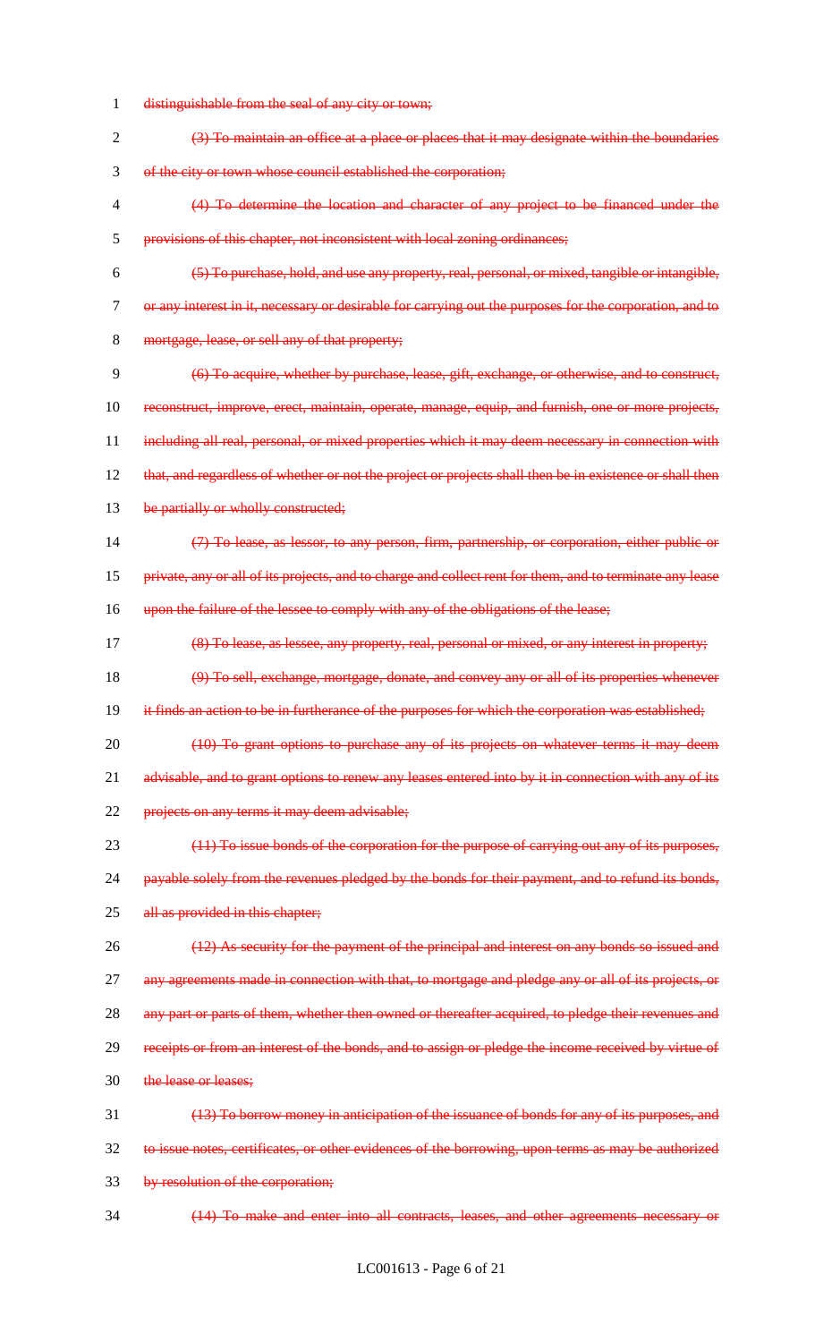~~distinguishable from the seal of any city or town;~~

~~(3) To maintain an office at a place or places that it may designate within the boundaries of the city or town whose council established the corporation;~~

~~(4) To determine the location and character of any project to be financed under the provisions of this chapter, not inconsistent with local zoning ordinances;~~

~~(5) To purchase, hold, and use any property, real, personal, or mixed, tangible or intangible, or any interest in it, necessary or desirable for carrying out the purposes for the corporation, and to mortgage, lease, or sell any of that property;~~

~~(6) To acquire, whether by purchase, lease, gift, exchange, or otherwise, and to construct, reconstruct, improve, erect, maintain, operate, manage, equip, and furnish, one or more projects, including all real, personal, or mixed properties which it may deem necessary in connection with that, and regardless of whether or not the project or projects shall then be in existence or shall then be partially or wholly constructed;~~

~~(7) To lease, as lessor, to any person, firm, partnership, or corporation, either public or private, any or all of its projects, and to charge and collect rent for them, and to terminate any lease upon the failure of the lessee to comply with any of the obligations of the lease;~~

~~(8) To lease, as lessee, any property, real, personal or mixed, or any interest in property;~~

~~(9) To sell, exchange, mortgage, donate, and convey any or all of its properties whenever it finds an action to be in furtherance of the purposes for which the corporation was established;~~

~~(10) To grant options to purchase any of its projects on whatever terms it may deem advisable, and to grant options to renew any leases entered into by it in connection with any of its projects on any terms it may deem advisable;~~

~~(11) To issue bonds of the corporation for the purpose of carrying out any of its purposes, payable solely from the revenues pledged by the bonds for their payment, and to refund its bonds, all as provided in this chapter;~~

~~(12) As security for the payment of the principal and interest on any bonds so issued and any agreements made in connection with that, to mortgage and pledge any or all of its projects, or any part or parts of them, whether then owned or thereafter acquired, to pledge their revenues and receipts or from an interest of the bonds, and to assign or pledge the income received by virtue of the lease or leases;~~

~~(13) To borrow money in anticipation of the issuance of bonds for any of its purposes, and to issue notes, certificates, or other evidences of the borrowing, upon terms as may be authorized by resolution of the corporation;~~

~~(14) To make and enter into all contracts, leases, and other agreements necessary or~~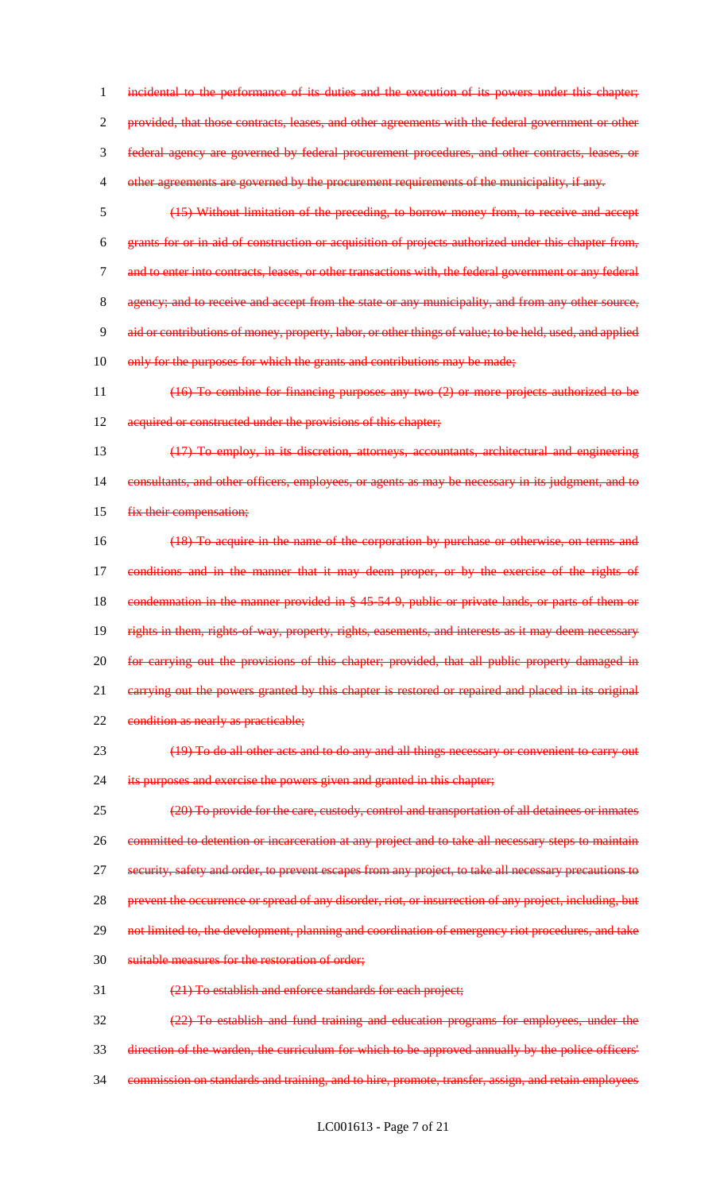incidental to the performance of its duties and the execution of its powers under this chapter; provided, that those contracts, leases, and other agreements with the federal government or other federal agency are governed by federal procurement procedures, and other contracts, leases, or other agreements are governed by the procurement requirements of the municipality, if any.

(15) Without limitation of the preceding, to borrow money from, to receive and accept grants for or in aid of construction or acquisition of projects authorized under this chapter from, and to enter into contracts, leases, or other transactions with, the federal government or any federal agency; and to receive and accept from the state or any municipality, and from any other source, aid or contributions of money, property, labor, or other things of value; to be held, used, and applied only for the purposes for which the grants and contributions may be made;

(16) To combine for financing purposes any two (2) or more projects authorized to be acquired or constructed under the provisions of this chapter;

(17) To employ, in its discretion, attorneys, accountants, architectural and engineering consultants, and other officers, employees, or agents as may be necessary in its judgment, and to fix their compensation;

(18) To acquire in the name of the corporation by purchase or otherwise, on terms and conditions and in the manner that it may deem proper, or by the exercise of the rights of condemnation in the manner provided in § 45-54-9, public or private lands, or parts of them or rights in them, rights-of-way, property, rights, easements, and interests as it may deem necessary for carrying out the provisions of this chapter; provided, that all public property damaged in carrying out the powers granted by this chapter is restored or repaired and placed in its original condition as nearly as practicable;

(19) To do all other acts and to do any and all things necessary or convenient to carry out its purposes and exercise the powers given and granted in this chapter;

(20) To provide for the care, custody, control and transportation of all detainees or inmates committed to detention or incarceration at any project and to take all necessary steps to maintain security, safety and order, to prevent escapes from any project, to take all necessary precautions to prevent the occurrence or spread of any disorder, riot, or insurrection of any project, including, but not limited to, the development, planning and coordination of emergency riot procedures, and take suitable measures for the restoration of order;

(21) To establish and enforce standards for each project;

(22) To establish and fund training and education programs for employees, under the direction of the warden, the curriculum for which to be approved annually by the police officers' commission on standards and training, and to hire, promote, transfer, assign, and retain employees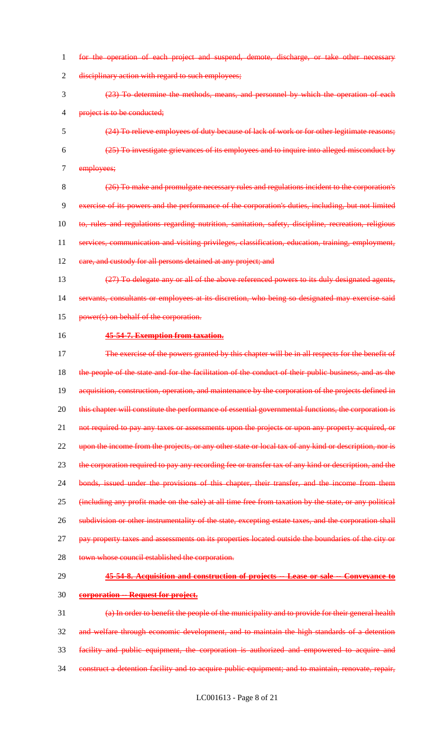for the operation of each project and suspend, demote, discharge, or take other necessary disciplinary action with regard to such employees;

(23) To determine the methods, means, and personnel by which the operation of each project is to be conducted;

(24) To relieve employees of duty because of lack of work or for other legitimate reasons;

(25) To investigate grievances of its employees and to inquire into alleged misconduct by employees;

(26) To make and promulgate necessary rules and regulations incident to the corporation's exercise of its powers and the performance of the corporation's duties, including, but not limited to, rules and regulations regarding nutrition, sanitation, safety, discipline, recreation, religious services, communication and visiting privileges, classification, education, training, employment, care, and custody for all persons detained at any project; and

(27) To delegate any or all of the above referenced powers to its duly designated agents, servants, consultants or employees at its discretion, who being so designated may exercise said power(s) on behalf of the corporation.

**45-54-7. Exemption from taxation.**

The exercise of the powers granted by this chapter will be in all respects for the benefit of the people of the state and for the facilitation of the conduct of their public business, and as the acquisition, construction, operation, and maintenance by the corporation of the projects defined in this chapter will constitute the performance of essential governmental functions, the corporation is not required to pay any taxes or assessments upon the projects or upon any property acquired, or upon the income from the projects, or any other state or local tax of any kind or description, nor is the corporation required to pay any recording fee or transfer tax of any kind or description, and the bonds, issued under the provisions of this chapter, their transfer, and the income from them (including any profit made on the sale) at all time free from taxation by the state, or any political subdivision or other instrumentality of the state, excepting estate taxes, and the corporation shall pay property taxes and assessments on its properties located outside the boundaries of the city or town whose council established the corporation.

**45-54-8. Acquisition and construction of projects -- Lease or sale -- Conveyance to corporation -- Request for project.**

(a) In order to benefit the people of the municipality and to provide for their general health and welfare through economic development, and to maintain the high standards of a detention facility and public equipment, the corporation is authorized and empowered to acquire and construct a detention facility and to acquire public equipment; and to maintain, renovate, repair,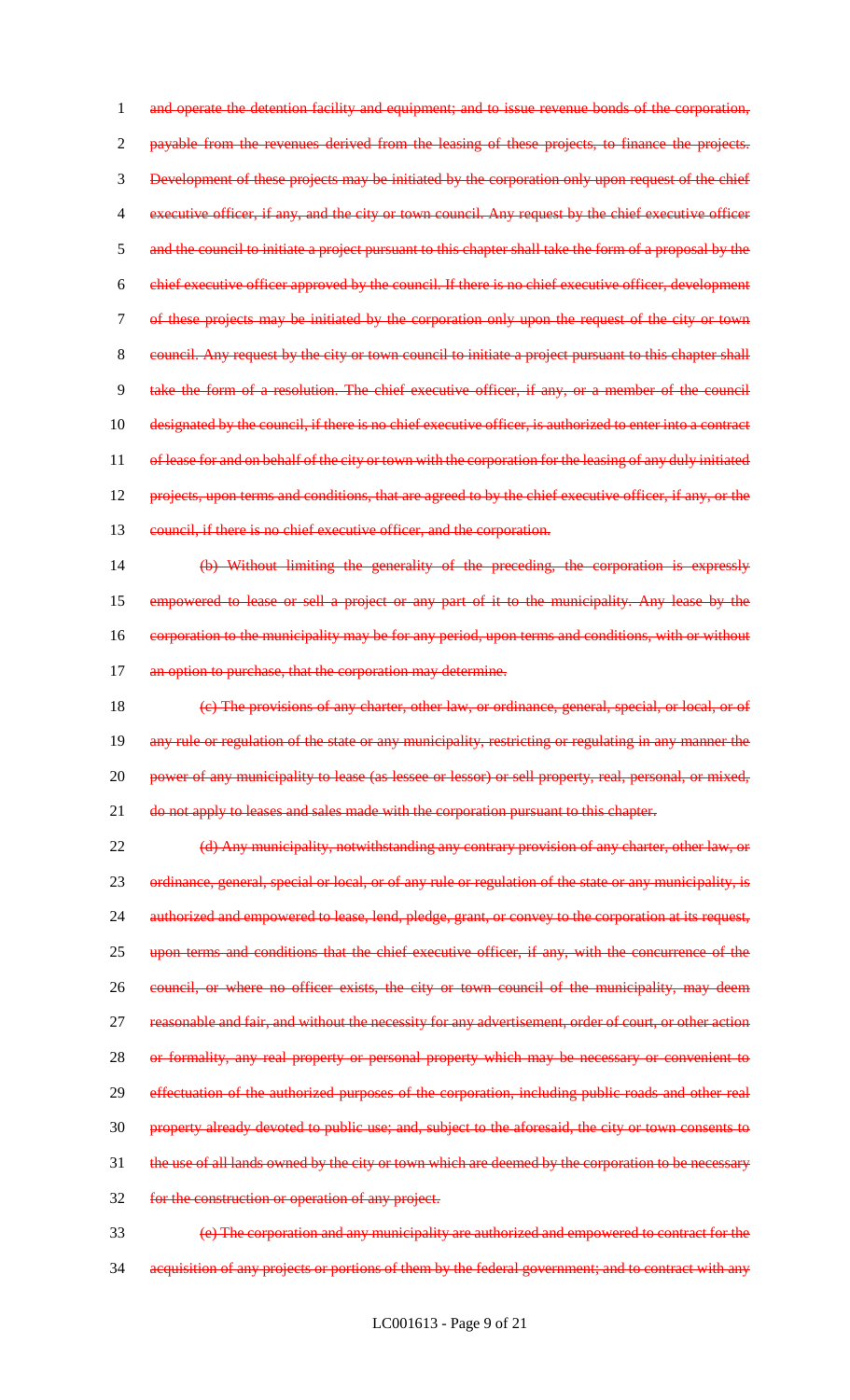and operate the detention facility and equipment; and to issue revenue bonds of the corporation, payable from the revenues derived from the leasing of these projects, to finance the projects. Development of these projects may be initiated by the corporation only upon request of the chief executive officer, if any, and the city or town council. Any request by the chief executive officer and the council to initiate a project pursuant to this chapter shall take the form of a proposal by the chief executive officer approved by the council. If there is no chief executive officer, development of these projects may be initiated by the corporation only upon the request of the city or town council. Any request by the city or town council to initiate a project pursuant to this chapter shall take the form of a resolution. The chief executive officer, if any, or a member of the council designated by the council, if there is no chief executive officer, is authorized to enter into a contract of lease for and on behalf of the city or town with the corporation for the leasing of any duly initiated projects, upon terms and conditions, that are agreed to by the chief executive officer, if any, or the council, if there is no chief executive officer, and the corporation.

(b) Without limiting the generality of the preceding, the corporation is expressly empowered to lease or sell a project or any part of it to the municipality. Any lease by the corporation to the municipality may be for any period, upon terms and conditions, with or without an option to purchase, that the corporation may determine.

(c) The provisions of any charter, other law, or ordinance, general, special, or local, or of any rule or regulation of the state or any municipality, restricting or regulating in any manner the power of any municipality to lease (as lessee or lessor) or sell property, real, personal, or mixed, do not apply to leases and sales made with the corporation pursuant to this chapter.

(d) Any municipality, notwithstanding any contrary provision of any charter, other law, or ordinance, general, special or local, or of any rule or regulation of the state or any municipality, is authorized and empowered to lease, lend, pledge, grant, or convey to the corporation at its request, upon terms and conditions that the chief executive officer, if any, with the concurrence of the council, or where no officer exists, the city or town council of the municipality, may deem reasonable and fair, and without the necessity for any advertisement, order of court, or other action or formality, any real property or personal property which may be necessary or convenient to effectuation of the authorized purposes of the corporation, including public roads and other real property already devoted to public use; and, subject to the aforesaid, the city or town consents to the use of all lands owned by the city or town which are deemed by the corporation to be necessary for the construction or operation of any project.

(e) The corporation and any municipality are authorized and empowered to contract for the acquisition of any projects or portions of them by the federal government; and to contract with any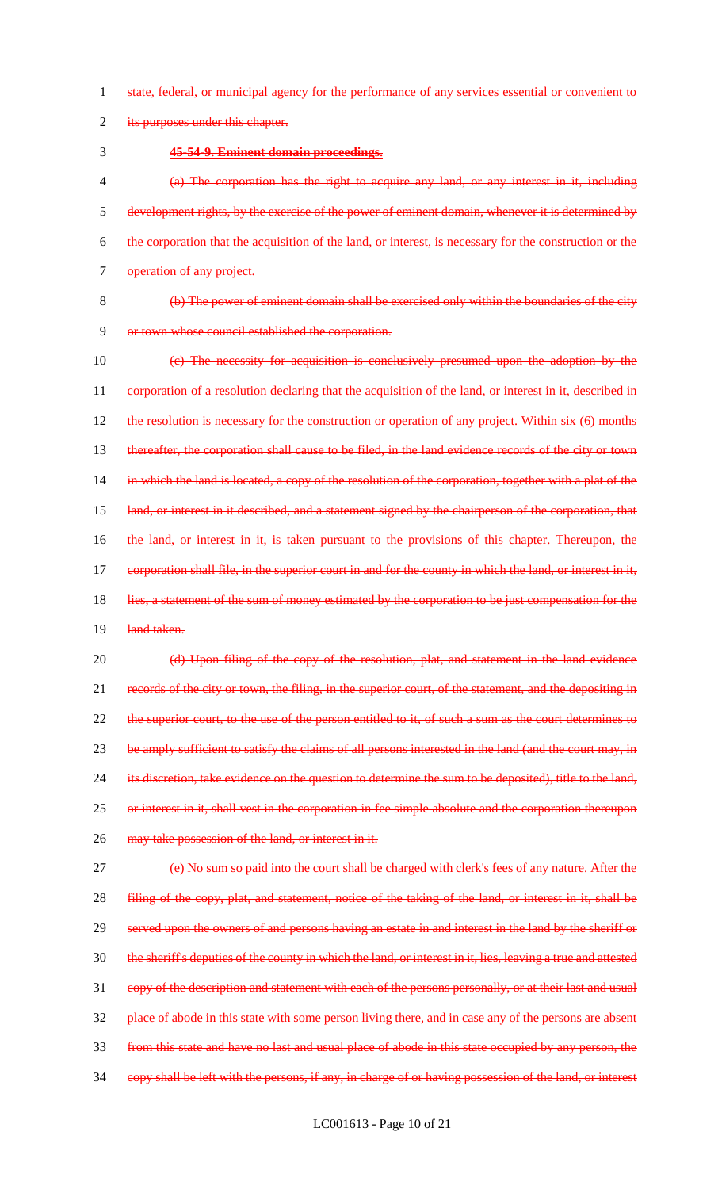state, federal, or municipal agency for the performance of any services essential or convenient to its purposes under this chapter.

**45-54-9. Eminent domain proceedings.**

(a) The corporation has the right to acquire any land, or any interest in it, including development rights, by the exercise of the power of eminent domain, whenever it is determined by the corporation that the acquisition of the land, or interest, is necessary for the construction or the operation of any project.

(b) The power of eminent domain shall be exercised only within the boundaries of the city or town whose council established the corporation.

(c) The necessity for acquisition is conclusively presumed upon the adoption by the corporation of a resolution declaring that the acquisition of the land, or interest in it, described in the resolution is necessary for the construction or operation of any project. Within six (6) months thereafter, the corporation shall cause to be filed, in the land evidence records of the city or town in which the land is located, a copy of the resolution of the corporation, together with a plat of the land, or interest in it described, and a statement signed by the chairperson of the corporation, that the land, or interest in it, is taken pursuant to the provisions of this chapter. Thereupon, the corporation shall file, in the superior court in and for the county in which the land, or interest in it, lies, a statement of the sum of money estimated by the corporation to be just compensation for the land taken.

(d) Upon filing of the copy of the resolution, plat, and statement in the land evidence records of the city or town, the filing, in the superior court, of the statement, and the depositing in the superior court, to the use of the person entitled to it, of such a sum as the court determines to be amply sufficient to satisfy the claims of all persons interested in the land (and the court may, in its discretion, take evidence on the question to determine the sum to be deposited), title to the land, or interest in it, shall vest in the corporation in fee simple absolute and the corporation thereupon may take possession of the land, or interest in it.

(e) No sum so paid into the court shall be charged with clerk's fees of any nature. After the filing of the copy, plat, and statement, notice of the taking of the land, or interest in it, shall be served upon the owners of and persons having an estate in and interest in the land by the sheriff or the sheriff's deputies of the county in which the land, or interest in it, lies, leaving a true and attested copy of the description and statement with each of the persons personally, or at their last and usual place of abode in this state with some person living there, and in case any of the persons are absent from this state and have no last and usual place of abode in this state occupied by any person, the copy shall be left with the persons, if any, in charge of or having possession of the land, or interest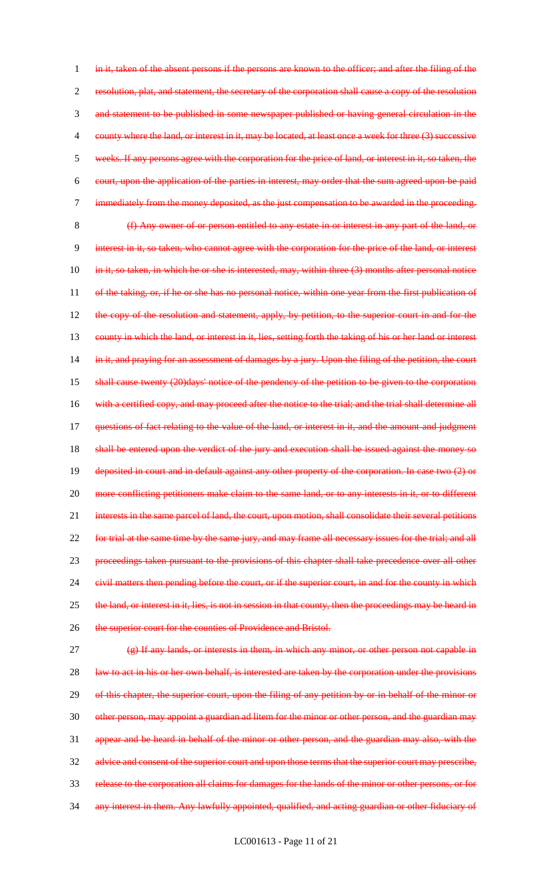in it, taken of the absent persons if the persons are known to the officer; and after the filing of the resolution, plat, and statement, the secretary of the corporation shall cause a copy of the resolution and statement to be published in some newspaper published or having general circulation in the county where the land, or interest in it, may be located, at least once a week for three (3) successive weeks. If any persons agree with the corporation for the price of land, or interest in it, so taken, the court, upon the application of the parties in interest, may order that the sum agreed upon be paid immediately from the money deposited, as the just compensation to be awarded in the proceeding.

(f) Any owner of or person entitled to any estate in or interest in any part of the land, or interest in it, so taken, who cannot agree with the corporation for the price of the land, or interest in it, so taken, in which he or she is interested, may, within three (3) months after personal notice of the taking, or, if he or she has no personal notice, within one year from the first publication of the copy of the resolution and statement, apply, by petition, to the superior court in and for the county in which the land, or interest in it, lies, setting forth the taking of his or her land or interest in it, and praying for an assessment of damages by a jury. Upon the filing of the petition, the court shall cause twenty (20)days' notice of the pendency of the petition to be given to the corporation with a certified copy, and may proceed after the notice to the trial; and the trial shall determine all questions of fact relating to the value of the land, or interest in it, and the amount and judgment shall be entered upon the verdict of the jury and execution shall be issued against the money so deposited in court and in default against any other property of the corporation. In case two (2) or more conflicting petitioners make claim to the same land, or to any interests in it, or to different interests in the same parcel of land, the court, upon motion, shall consolidate their several petitions for trial at the same time by the same jury, and may frame all necessary issues for the trial; and all proceedings taken pursuant to the provisions of this chapter shall take precedence over all other civil matters then pending before the court, or if the superior court, in and for the county in which the land, or interest in it, lies, is not in session in that county, then the proceedings may be heard in the superior court for the counties of Providence and Bristol.

(g) If any lands, or interests in them, in which any minor, or other person not capable in law to act in his or her own behalf, is interested are taken by the corporation under the provisions of this chapter, the superior court, upon the filing of any petition by or in behalf of the minor or other person, may appoint a guardian ad litem for the minor or other person, and the guardian may appear and be heard in behalf of the minor or other person, and the guardian may also, with the advice and consent of the superior court and upon those terms that the superior court may prescribe, release to the corporation all claims for damages for the lands of the minor or other persons, or for any interest in them. Any lawfully appointed, qualified, and acting guardian or other fiduciary of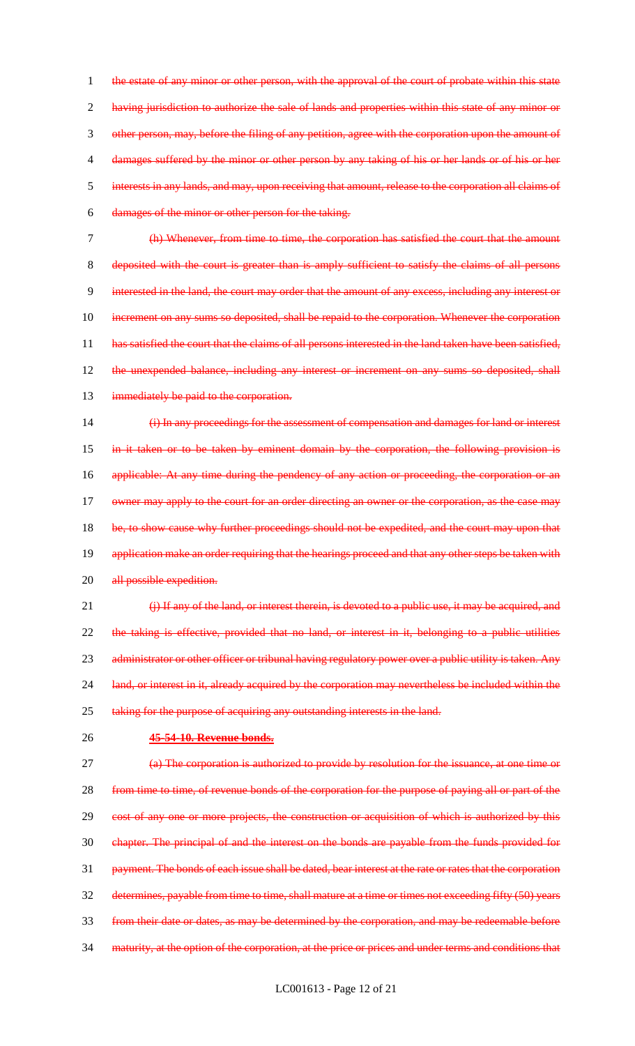the estate of any minor or other person, with the approval of the court of probate within this state having jurisdiction to authorize the sale of lands and properties within this state of any minor or other person, may, before the filing of any petition, agree with the corporation upon the amount of damages suffered by the minor or other person by any taking of his or her lands or of his or her interests in any lands, and may, upon receiving that amount, release to the corporation all claims of damages of the minor or other person for the taking.

(h) Whenever, from time to time, the corporation has satisfied the court that the amount deposited with the court is greater than is amply sufficient to satisfy the claims of all persons interested in the land, the court may order that the amount of any excess, including any interest or increment on any sums so deposited, shall be repaid to the corporation. Whenever the corporation has satisfied the court that the claims of all persons interested in the land taken have been satisfied, the unexpended balance, including any interest or increment on any sums so deposited, shall immediately be paid to the corporation.

(i) In any proceedings for the assessment of compensation and damages for land or interest in it taken or to be taken by eminent domain by the corporation, the following provision is applicable: At any time during the pendency of any action or proceeding, the corporation or an owner may apply to the court for an order directing an owner or the corporation, as the case may be, to show cause why further proceedings should not be expedited, and the court may upon that application make an order requiring that the hearings proceed and that any other steps be taken with all possible expedition.

(j) If any of the land, or interest therein, is devoted to a public use, it may be acquired, and the taking is effective, provided that no land, or interest in it, belonging to a public utilities administrator or other officer or tribunal having regulatory power over a public utility is taken. Any land, or interest in it, already acquired by the corporation may nevertheless be included within the taking for the purpose of acquiring any outstanding interests in the land.

**45-54-10. Revenue bonds.**

(a) The corporation is authorized to provide by resolution for the issuance, at one time or from time to time, of revenue bonds of the corporation for the purpose of paying all or part of the cost of any one or more projects, the construction or acquisition of which is authorized by this chapter. The principal of and the interest on the bonds are payable from the funds provided for payment. The bonds of each issue shall be dated, bear interest at the rate or rates that the corporation determines, payable from time to time, shall mature at a time or times not exceeding fifty (50) years from their date or dates, as may be determined by the corporation, and may be redeemable before maturity, at the option of the corporation, at the price or prices and under terms and conditions that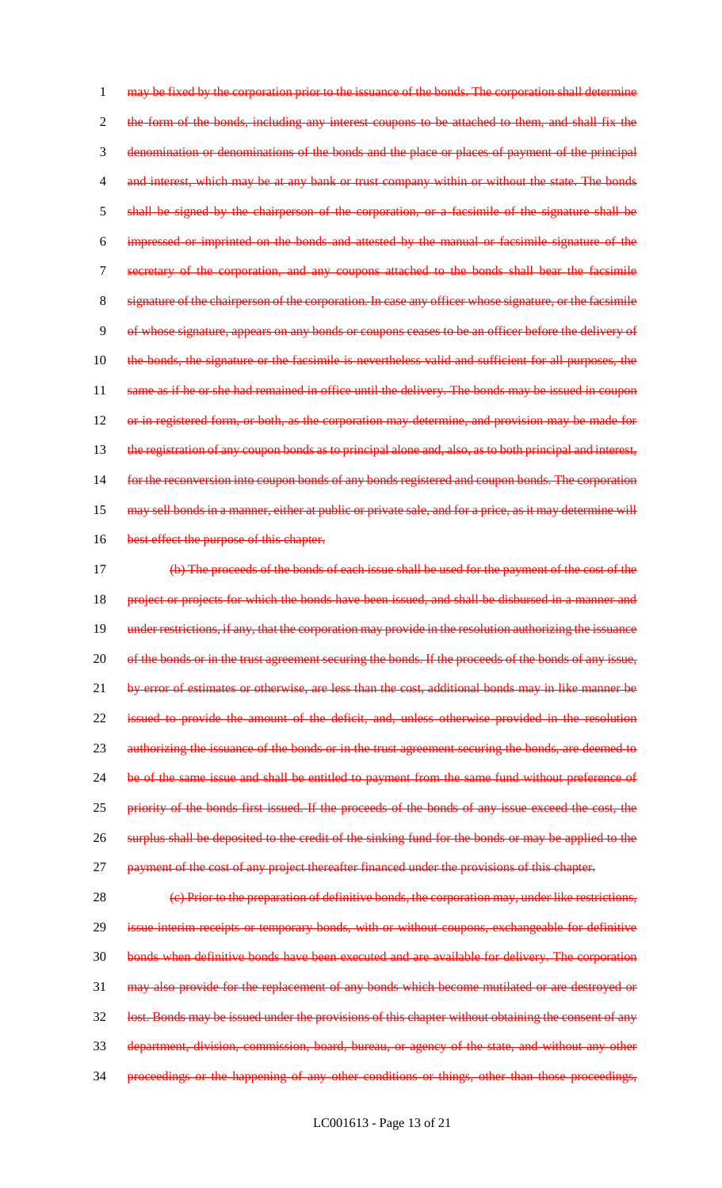may be fixed by the corporation prior to the issuance of the bonds. The corporation shall determine the form of the bonds, including any interest coupons to be attached to them, and shall fix the denomination or denominations of the bonds and the place or places of payment of the principal and interest, which may be at any bank or trust company within or without the state. The bonds shall be signed by the chairperson of the corporation, or a facsimile of the signature shall be impressed or imprinted on the bonds and attested by the manual or facsimile signature of the secretary of the corporation, and any coupons attached to the bonds shall bear the facsimile signature of the chairperson of the corporation. In case any officer whose signature, or the facsimile of whose signature, appears on any bonds or coupons ceases to be an officer before the delivery of the bonds, the signature or the facsimile is nevertheless valid and sufficient for all purposes, the same as if he or she had remained in office until the delivery. The bonds may be issued in coupon or in registered form, or both, as the corporation may determine, and provision may be made for the registration of any coupon bonds as to principal alone and, also, as to both principal and interest, for the reconversion into coupon bonds of any bonds registered and coupon bonds. The corporation may sell bonds in a manner, either at public or private sale, and for a price, as it may determine will best effect the purpose of this chapter.

(b) The proceeds of the bonds of each issue shall be used for the payment of the cost of the project or projects for which the bonds have been issued, and shall be disbursed in a manner and under restrictions, if any, that the corporation may provide in the resolution authorizing the issuance of the bonds or in the trust agreement securing the bonds. If the proceeds of the bonds of any issue, by error of estimates or otherwise, are less than the cost, additional bonds may in like manner be issued to provide the amount of the deficit, and, unless otherwise provided in the resolution authorizing the issuance of the bonds or in the trust agreement securing the bonds, are deemed to be of the same issue and shall be entitled to payment from the same fund without preference of priority of the bonds first issued. If the proceeds of the bonds of any issue exceed the cost, the surplus shall be deposited to the credit of the sinking fund for the bonds or may be applied to the payment of the cost of any project thereafter financed under the provisions of this chapter.

(c) Prior to the preparation of definitive bonds, the corporation may, under like restrictions, issue interim receipts or temporary bonds, with or without coupons, exchangeable for definitive bonds when definitive bonds have been executed and are available for delivery. The corporation may also provide for the replacement of any bonds which become mutilated or are destroyed or lost. Bonds may be issued under the provisions of this chapter without obtaining the consent of any department, division, commission, board, bureau, or agency of the state, and without any other proceedings or the happening of any other conditions or things, other than those proceedings,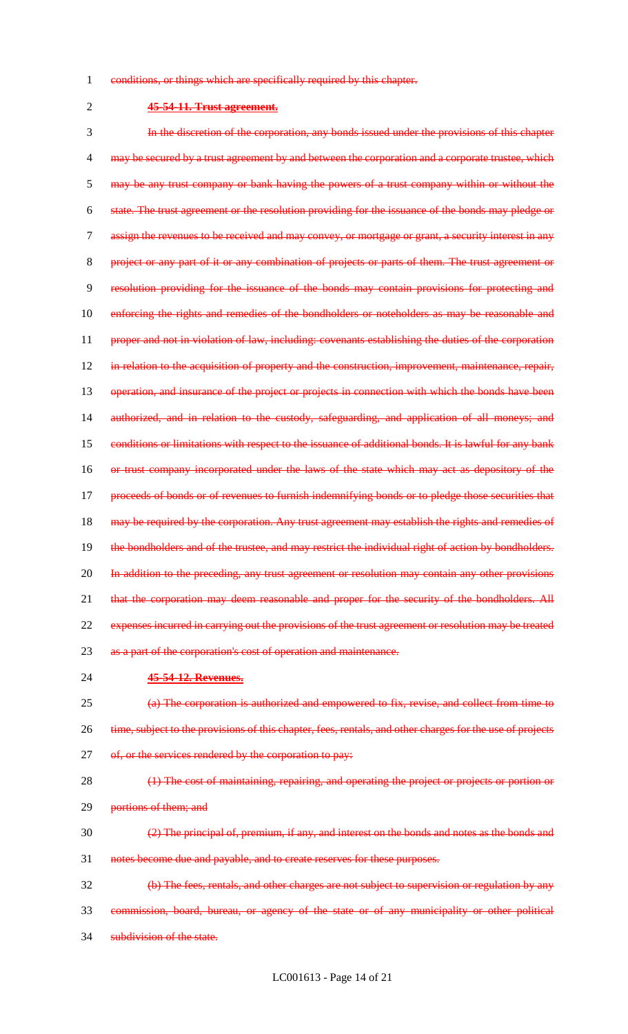conditions, or things which are specifically required by this chapter.

~~**45-54-11. Trust agreement.**~~

~~In the discretion of the corporation, any bonds issued under the provisions of this chapter may be secured by a trust agreement by and between the corporation and a corporate trustee, which may be any trust company or bank having the powers of a trust company within or without the state. The trust agreement or the resolution providing for the issuance of the bonds may pledge or assign the revenues to be received and may convey, or mortgage or grant, a security interest in any project or any part of it or any combination of projects or parts of them. The trust agreement or resolution providing for the issuance of the bonds may contain provisions for protecting and enforcing the rights and remedies of the bondholders or noteholders as may be reasonable and proper and not in violation of law, including: covenants establishing the duties of the corporation in relation to the acquisition of property and the construction, improvement, maintenance, repair, operation, and insurance of the project or projects in connection with which the bonds have been authorized, and in relation to the custody, safeguarding, and application of all moneys; and conditions or limitations with respect to the issuance of additional bonds. It is lawful for any bank or trust company incorporated under the laws of the state which may act as depository of the proceeds of bonds or of revenues to furnish indemnifying bonds or to pledge those securities that may be required by the corporation. Any trust agreement may establish the rights and remedies of the bondholders and of the trustee, and may restrict the individual right of action by bondholders. In addition to the preceding, any trust agreement or resolution may contain any other provisions that the corporation may deem reasonable and proper for the security of the bondholders. All expenses incurred in carrying out the provisions of the trust agreement or resolution may be treated as a part of the corporation's cost of operation and maintenance.~~

~~**45-54-12. Revenues.**~~

~~(a) The corporation is authorized and empowered to fix, revise, and collect from time to time, subject to the provisions of this chapter, fees, rentals, and other charges for the use of projects of, or the services rendered by the corporation to pay:~~

~~(1) The cost of maintaining, repairing, and operating the project or projects or portion or portions of them; and~~

~~(2) The principal of, premium, if any, and interest on the bonds and notes as the bonds and notes become due and payable, and to create reserves for these purposes.~~

~~(b) The fees, rentals, and other charges are not subject to supervision or regulation by any commission, board, bureau, or agency of the state or of any municipality or other political subdivision of the state.~~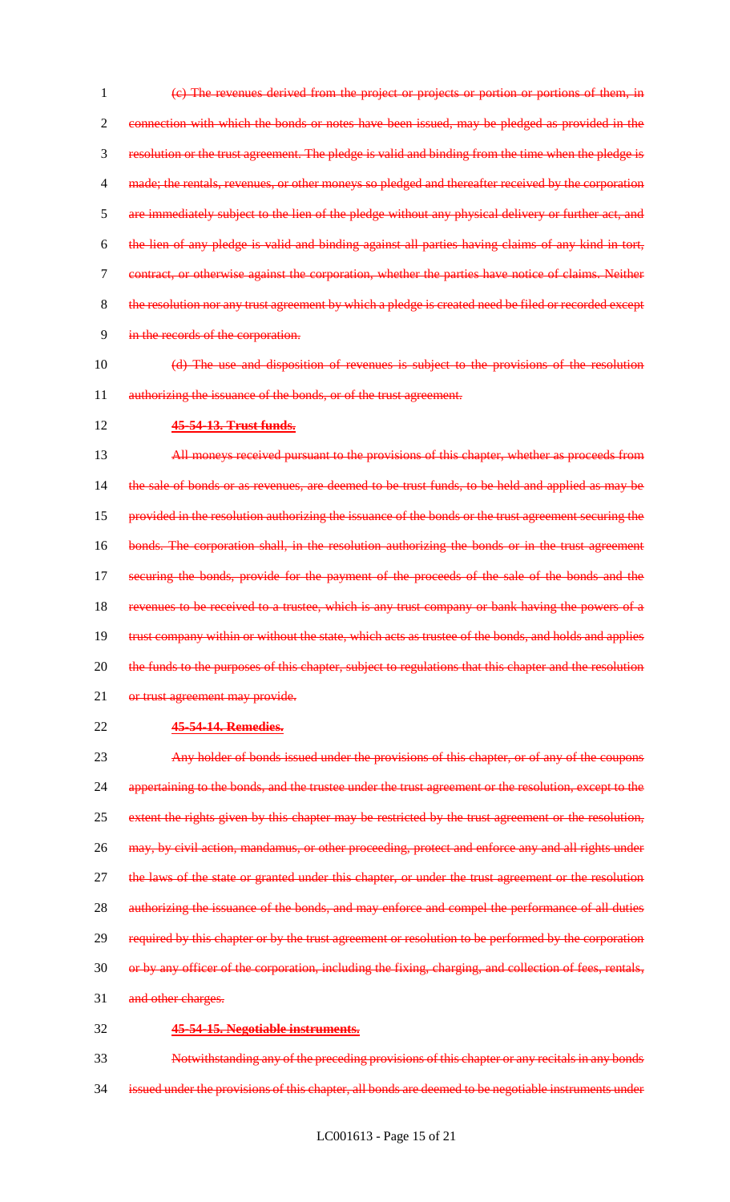~~(c) The revenues derived from the project or projects or portion or portions of them, in connection with which the bonds or notes have been issued, may be pledged as provided in the resolution or the trust agreement. The pledge is valid and binding from the time when the pledge is made; the rentals, revenues, or other moneys so pledged and thereafter received by the corporation are immediately subject to the lien of the pledge without any physical delivery or further act, and the lien of any pledge is valid and binding against all parties having claims of any kind in tort, contract, or otherwise against the corporation, whether the parties have notice of claims. Neither the resolution nor any trust agreement by which a pledge is created need be filed or recorded except in the records of the corporation.~~

~~(d) The use and disposition of revenues is subject to the provisions of the resolution authorizing the issuance of the bonds, or of the trust agreement.~~

~~**45-54-13. Trust funds.**~~

~~All moneys received pursuant to the provisions of this chapter, whether as proceeds from the sale of bonds or as revenues, are deemed to be trust funds, to be held and applied as may be provided in the resolution authorizing the issuance of the bonds or the trust agreement securing the bonds. The corporation shall, in the resolution authorizing the bonds or in the trust agreement securing the bonds, provide for the payment of the proceeds of the sale of the bonds and the revenues to be received to a trustee, which is any trust company or bank having the powers of a trust company within or without the state, which acts as trustee of the bonds, and holds and applies the funds to the purposes of this chapter, subject to regulations that this chapter and the resolution or trust agreement may provide.~~

~~**45-54-14. Remedies.**~~

~~Any holder of bonds issued under the provisions of this chapter, or of any of the coupons appertaining to the bonds, and the trustee under the trust agreement or the resolution, except to the extent the rights given by this chapter may be restricted by the trust agreement or the resolution, may, by civil action, mandamus, or other proceeding, protect and enforce any and all rights under the laws of the state or granted under this chapter, or under the trust agreement or the resolution authorizing the issuance of the bonds, and may enforce and compel the performance of all duties required by this chapter or by the trust agreement or resolution to be performed by the corporation or by any officer of the corporation, including the fixing, charging, and collection of fees, rentals, and other charges.~~

~~**45-54-15. Negotiable instruments.**~~

~~Notwithstanding any of the preceding provisions of this chapter or any recitals in any bonds issued under the provisions of this chapter, all bonds are deemed to be negotiable instruments under~~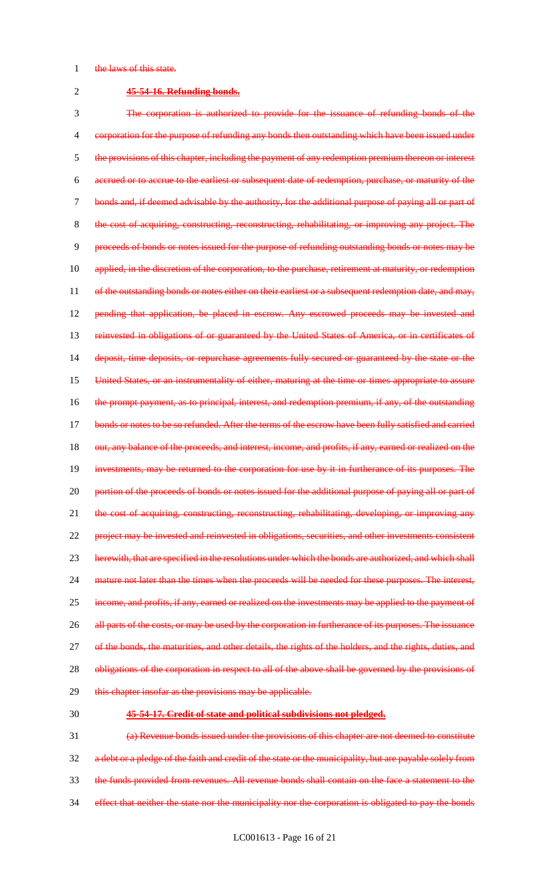the laws of this state.

**45-54-16. Refunding bonds.**

The corporation is authorized to provide for the issuance of refunding bonds of the corporation for the purpose of refunding any bonds then outstanding which have been issued under the provisions of this chapter, including the payment of any redemption premium thereon or interest accrued or to accrue to the earliest or subsequent date of redemption, purchase, or maturity of the bonds and, if deemed advisable by the authority, for the additional purpose of paying all or part of the cost of acquiring, constructing, reconstructing, rehabilitating, or improving any project. The proceeds of bonds or notes issued for the purpose of refunding outstanding bonds or notes may be applied, in the discretion of the corporation, to the purchase, retirement at maturity, or redemption of the outstanding bonds or notes either on their earliest or a subsequent redemption date, and may, pending that application, be placed in escrow. Any escrowed proceeds may be invested and reinvested in obligations of or guaranteed by the United States of America, or in certificates of deposit, time deposits, or repurchase agreements fully secured or guaranteed by the state or the United States, or an instrumentality of either, maturing at the time or times appropriate to assure the prompt payment, as to principal, interest, and redemption premium, if any, of the outstanding bonds or notes to be so refunded. After the terms of the escrow have been fully satisfied and carried out, any balance of the proceeds, and interest, income, and profits, if any, earned or realized on the investments, may be returned to the corporation for use by it in furtherance of its purposes. The portion of the proceeds of bonds or notes issued for the additional purpose of paying all or part of the cost of acquiring, constructing, reconstructing, rehabilitating, developing, or improving any project may be invested and reinvested in obligations, securities, and other investments consistent herewith, that are specified in the resolutions under which the bonds are authorized, and which shall mature not later than the times when the proceeds will be needed for these purposes. The interest, income, and profits, if any, earned or realized on the investments may be applied to the payment of all parts of the costs, or may be used by the corporation in furtherance of its purposes. The issuance of the bonds, the maturities, and other details, the rights of the holders, and the rights, duties, and obligations of the corporation in respect to all of the above shall be governed by the provisions of this chapter insofar as the provisions may be applicable.

**45-54-17. Credit of state and political subdivisions not pledged.**

(a) Revenue bonds issued under the provisions of this chapter are not deemed to constitute a debt or a pledge of the faith and credit of the state or the municipality, but are payable solely from the funds provided from revenues. All revenue bonds shall contain on the face a statement to the effect that neither the state nor the municipality nor the corporation is obligated to pay the bonds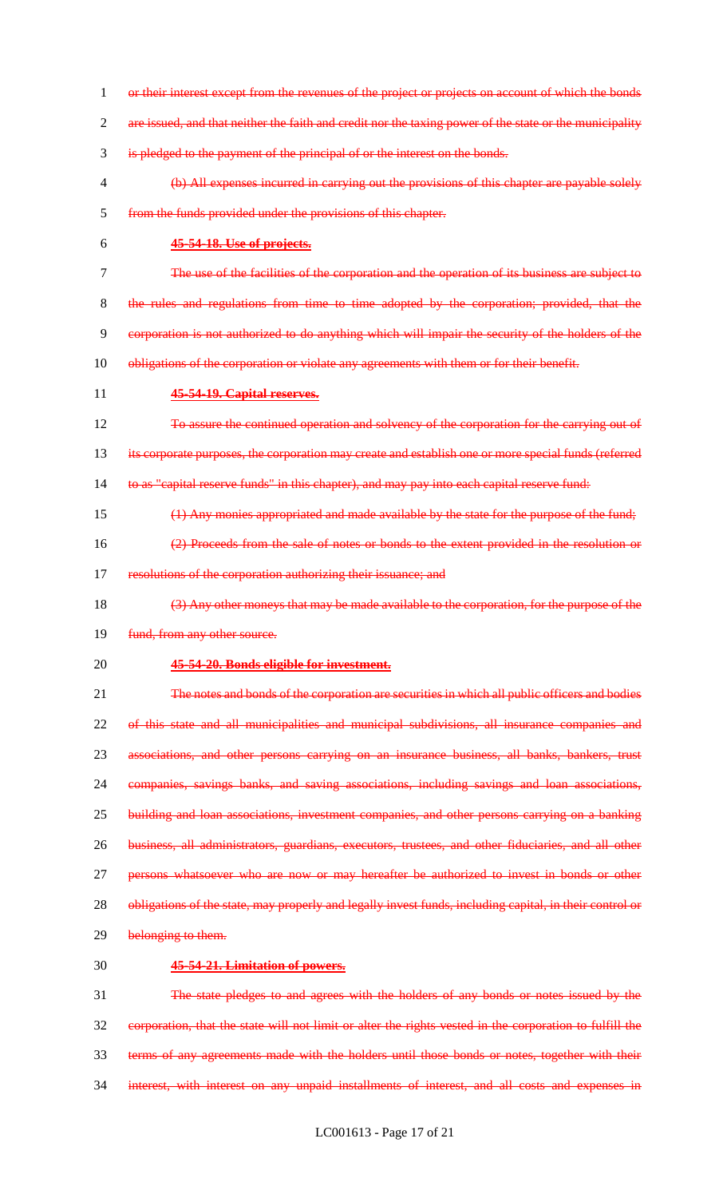or their interest except from the revenues of the project or projects on account of which the bonds are issued, and that neither the faith and credit nor the taxing power of the state or the municipality is pledged to the payment of the principal of or the interest on the bonds.

(b) All expenses incurred in carrying out the provisions of this chapter are payable solely from the funds provided under the provisions of this chapter.

**45-54-18. Use of projects.**

The use of the facilities of the corporation and the operation of its business are subject to the rules and regulations from time to time adopted by the corporation; provided, that the corporation is not authorized to do anything which will impair the security of the holders of the obligations of the corporation or violate any agreements with them or for their benefit.

**45-54-19. Capital reserves.**

To assure the continued operation and solvency of the corporation for the carrying out of its corporate purposes, the corporation may create and establish one or more special funds (referred to as "capital reserve funds" in this chapter), and may pay into each capital reserve fund:

(1) Any monies appropriated and made available by the state for the purpose of the fund;

(2) Proceeds from the sale of notes or bonds to the extent provided in the resolution or resolutions of the corporation authorizing their issuance; and

(3) Any other moneys that may be made available to the corporation, for the purpose of the fund, from any other source.

**45-54-20. Bonds eligible for investment.**

The notes and bonds of the corporation are securities in which all public officers and bodies of this state and all municipalities and municipal subdivisions, all insurance companies and associations, and other persons carrying on an insurance business, all banks, bankers, trust companies, savings banks, and saving associations, including savings and loan associations, building and loan associations, investment companies, and other persons carrying on a banking business, all administrators, guardians, executors, trustees, and other fiduciaries, and all other persons whatsoever who are now or may hereafter be authorized to invest in bonds or other obligations of the state, may properly and legally invest funds, including capital, in their control or belonging to them.

**45-54-21. Limitation of powers.**

The state pledges to and agrees with the holders of any bonds or notes issued by the corporation, that the state will not limit or alter the rights vested in the corporation to fulfill the terms of any agreements made with the holders until those bonds or notes, together with their interest, with interest on any unpaid installments of interest, and all costs and expenses in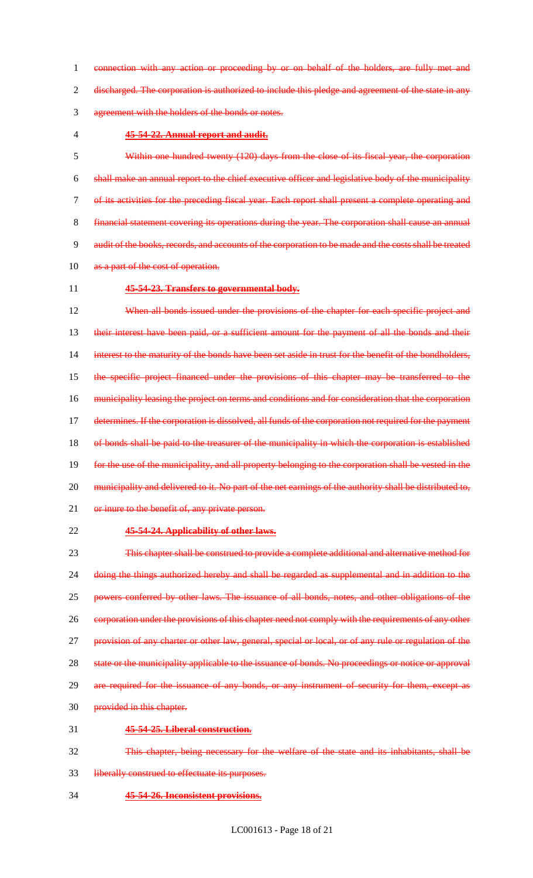connection with any action or proceeding by or on behalf of the holders, are fully met and discharged. The corporation is authorized to include this pledge and agreement of the state in any agreement with the holders of the bonds or notes.

**45-54-22. Annual report and audit.**

Within one hundred twenty (120) days from the close of its fiscal year, the corporation shall make an annual report to the chief executive officer and legislative body of the municipality of its activities for the preceding fiscal year. Each report shall present a complete operating and financial statement covering its operations during the year. The corporation shall cause an annual audit of the books, records, and accounts of the corporation to be made and the costs shall be treated as a part of the cost of operation.

**45-54-23. Transfers to governmental body.**

When all bonds issued under the provisions of the chapter for each specific project and their interest have been paid, or a sufficient amount for the payment of all the bonds and their interest to the maturity of the bonds have been set aside in trust for the benefit of the bondholders, the specific project financed under the provisions of this chapter may be transferred to the municipality leasing the project on terms and conditions and for consideration that the corporation determines. If the corporation is dissolved, all funds of the corporation not required for the payment of bonds shall be paid to the treasurer of the municipality in which the corporation is established for the use of the municipality, and all property belonging to the corporation shall be vested in the municipality and delivered to it. No part of the net earnings of the authority shall be distributed to, or inure to the benefit of, any private person.

**45-54-24. Applicability of other laws.**

This chapter shall be construed to provide a complete additional and alternative method for doing the things authorized hereby and shall be regarded as supplemental and in addition to the powers conferred by other laws. The issuance of all bonds, notes, and other obligations of the corporation under the provisions of this chapter need not comply with the requirements of any other provision of any charter or other law, general, special or local, or of any rule or regulation of the state or the municipality applicable to the issuance of bonds. No proceedings or notice or approval are required for the issuance of any bonds, or any instrument of security for them, except as provided in this chapter.

**45-54-25. Liberal construction.**

This chapter, being necessary for the welfare of the state and its inhabitants, shall be liberally construed to effectuate its purposes.

**45-54-26. Inconsistent provisions.**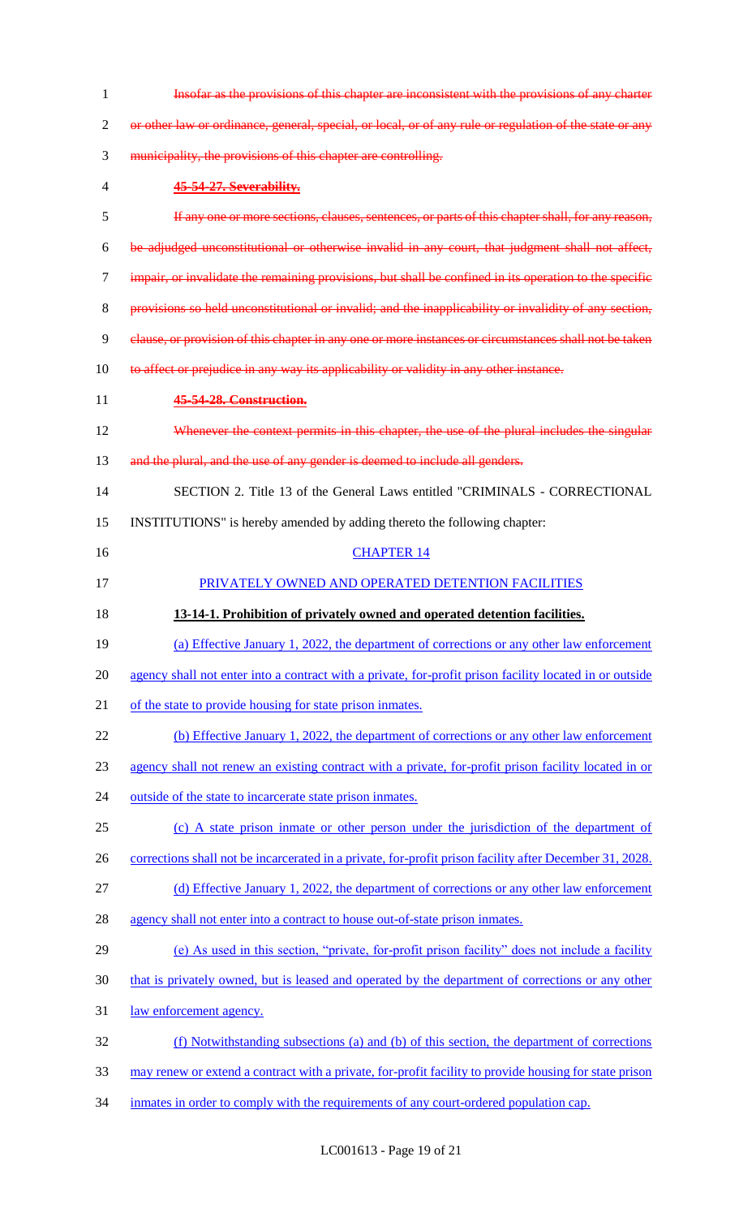~~Insofar as the provisions of this chapter are inconsistent with the provisions of any charter or other law or ordinance, general, special, or local, or of any rule or regulation of the state or any municipality, the provisions of this chapter are controlling.~~

~~**45-54-27. Severability.**~~

~~If any one or more sections, clauses, sentences, or parts of this chapter shall, for any reason, be adjudged unconstitutional or otherwise invalid in any court, that judgment shall not affect, impair, or invalidate the remaining provisions, but shall be confined in its operation to the specific provisions so held unconstitutional or invalid; and the inapplicability or invalidity of any section, clause, or provision of this chapter in any one or more instances or circumstances shall not be taken to affect or prejudice in any way its applicability or validity in any other instance.~~

~~**45-54-28. Construction.**~~

~~Whenever the context permits in this chapter, the use of the plural includes the singular and the plural, and the use of any gender is deemed to include all genders.~~

SECTION 2. Title 13 of the General Laws entitled "CRIMINALS - CORRECTIONAL INSTITUTIONS" is hereby amended by adding thereto the following chapter:

CHAPTER 14

PRIVATELY OWNED AND OPERATED DETENTION FACILITIES

**13-14-1. Prohibition of privately owned and operated detention facilities.**

(a) Effective January 1, 2022, the department of corrections or any other law enforcement agency shall not enter into a contract with a private, for-profit prison facility located in or outside of the state to provide housing for state prison inmates.

(b) Effective January 1, 2022, the department of corrections or any other law enforcement agency shall not renew an existing contract with a private, for-profit prison facility located in or outside of the state to incarcerate state prison inmates.

(c) A state prison inmate or other person under the jurisdiction of the department of corrections shall not be incarcerated in a private, for-profit prison facility after December 31, 2028.

(d) Effective January 1, 2022, the department of corrections or any other law enforcement agency shall not enter into a contract to house out-of-state prison inmates.

(e) As used in this section, "private, for-profit prison facility" does not include a facility that is privately owned, but is leased and operated by the department of corrections or any other law enforcement agency.

(f) Notwithstanding subsections (a) and (b) of this section, the department of corrections may renew or extend a contract with a private, for-profit facility to provide housing for state prison inmates in order to comply with the requirements of any court-ordered population cap.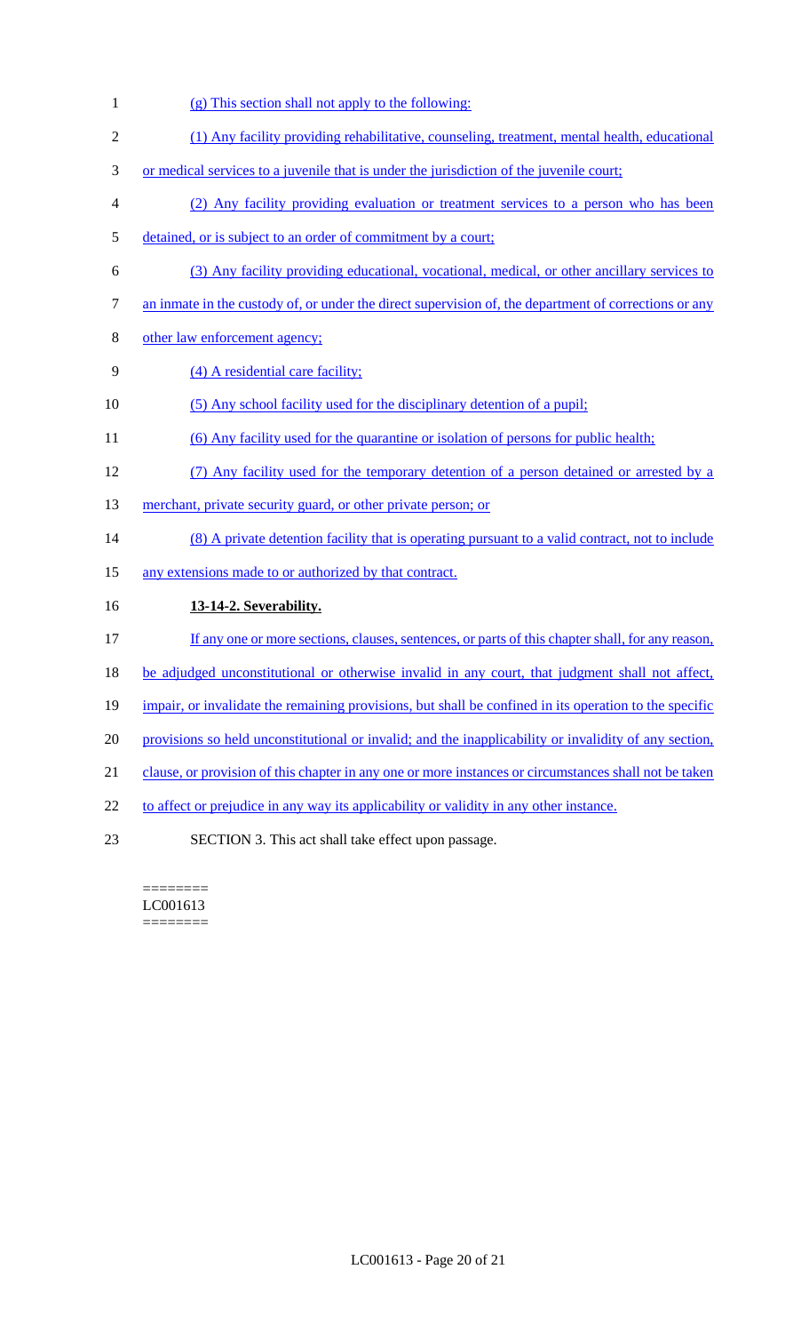(g) This section shall not apply to the following:

(1) Any facility providing rehabilitative, counseling, treatment, mental health, educational or medical services to a juvenile that is under the jurisdiction of the juvenile court;

(2) Any facility providing evaluation or treatment services to a person who has been detained, or is subject to an order of commitment by a court;

(3) Any facility providing educational, vocational, medical, or other ancillary services to an inmate in the custody of, or under the direct supervision of, the department of corrections or any other law enforcement agency;

(4) A residential care facility;

(5) Any school facility used for the disciplinary detention of a pupil;

(6) Any facility used for the quarantine or isolation of persons for public health;

(7) Any facility used for the temporary detention of a person detained or arrested by a merchant, private security guard, or other private person; or

(8) A private detention facility that is operating pursuant to a valid contract, not to include any extensions made to or authorized by that contract.

**13-14-2. Severability.**

If any one or more sections, clauses, sentences, or parts of this chapter shall, for any reason, be adjudged unconstitutional or otherwise invalid in any court, that judgment shall not affect, impair, or invalidate the remaining provisions, but shall be confined in its operation to the specific provisions so held unconstitutional or invalid; and the inapplicability or invalidity of any section, clause, or provision of this chapter in any one or more instances or circumstances shall not be taken to affect or prejudice in any way its applicability or validity in any other instance.

SECTION 3. This act shall take effect upon passage.

========
LC001613
========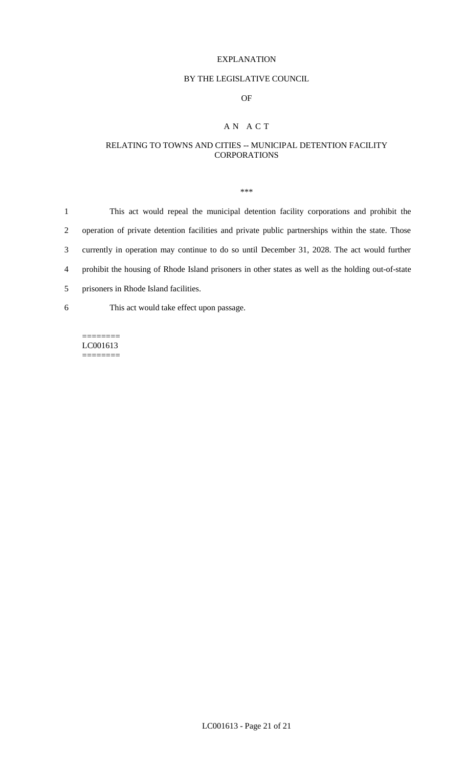EXPLANATION

BY THE LEGISLATIVE COUNCIL

OF

A N A C T

RELATING TO TOWNS AND CITIES -- MUNICIPAL DETENTION FACILITY CORPORATIONS

\*\*\*

This act would repeal the municipal detention facility corporations and prohibit the operation of private detention facilities and private public partnerships within the state. Those currently in operation may continue to do so until December 31, 2028. The act would further prohibit the housing of Rhode Island prisoners in other states as well as the holding out-of-state prisoners in Rhode Island facilities.

This act would take effect upon passage.

========
LC001613
========